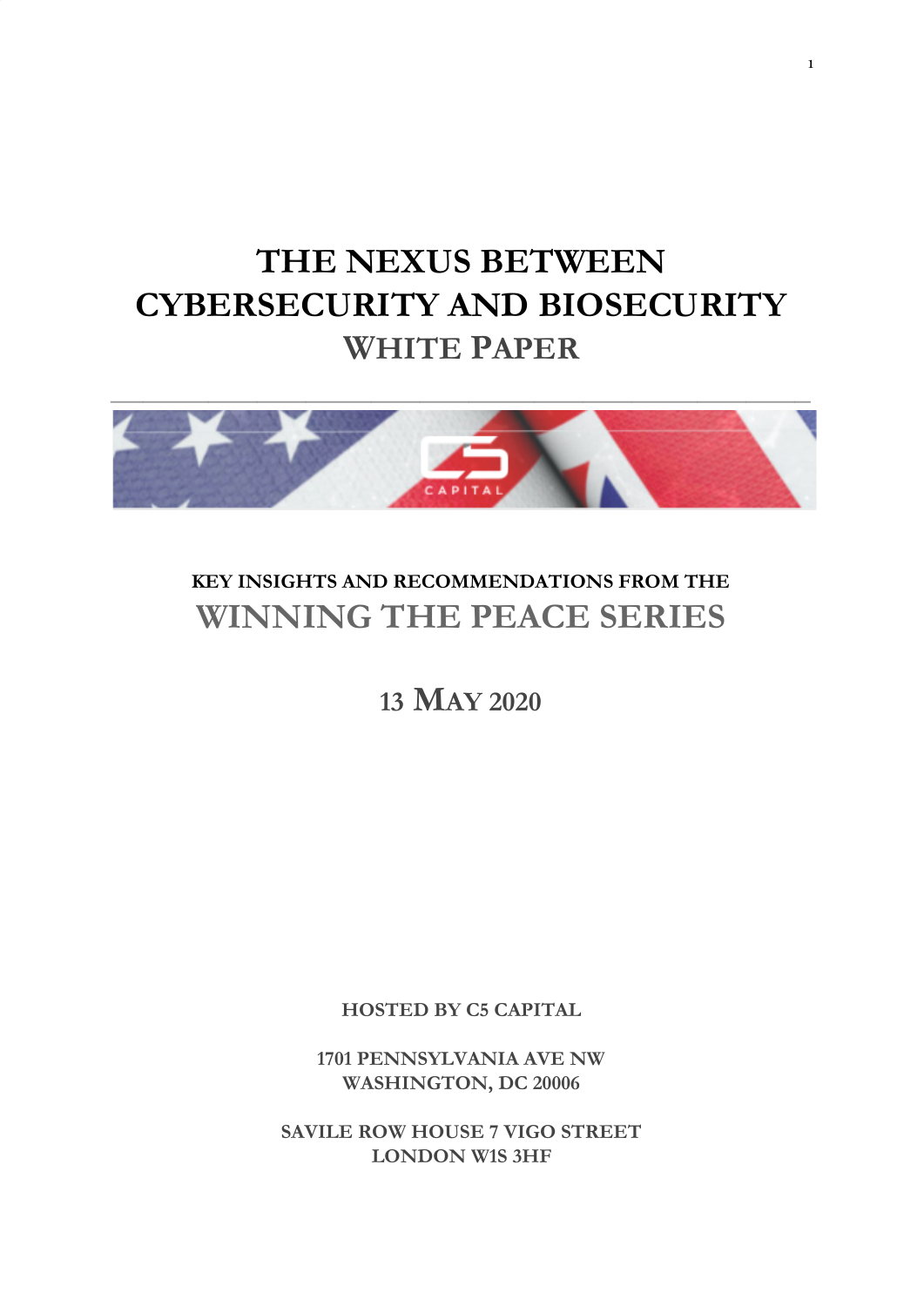# THE NEXUS BETWEEN CYBERSECURITY AND BIOSECURITY

## WHITE PAPER

---

**KEY INSIGHTS AND RECOMMENDATIONS FROM THE**

## WINNING THE PEACE SERIES

### 13 MAY 2020

**HOSTED BY C5 CAPITAL**

**1701 PENNSYLVANIA AVE NW**
**WASHINGTON, DC 20006**

**SAVILE ROW HOUSE 7 VIGO STREET**
**LONDON W1S 3HF**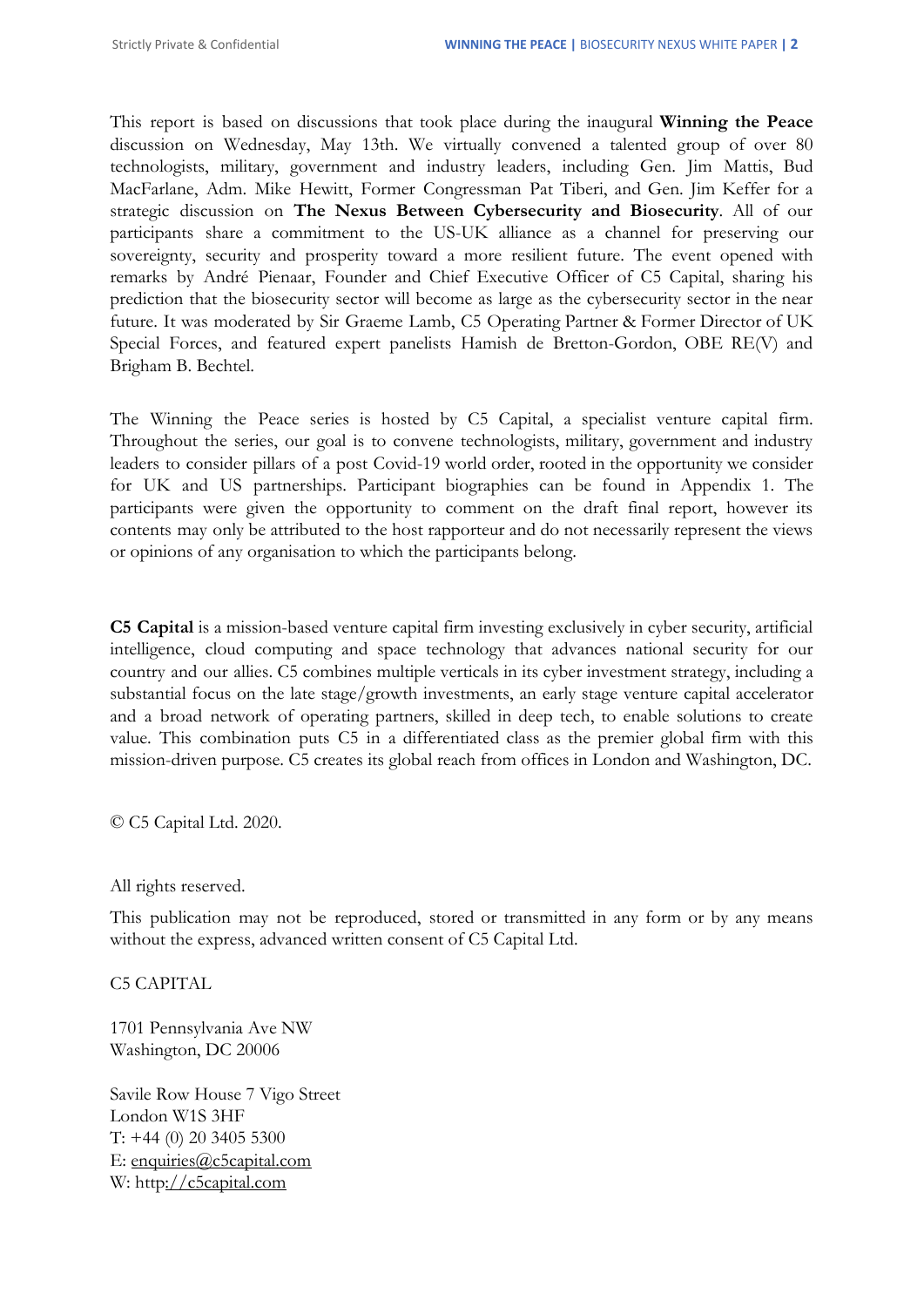This report is based on discussions that took place during the inaugural **Winning the Peace** discussion on Wednesday, May 13th. We virtually convened a talented group of over 80 technologists, military, government and industry leaders, including Gen. Jim Mattis, Bud MacFarlane, Adm. Mike Hewitt, Former Congressman Pat Tiberi, and Gen. Jim Keffer for a strategic discussion on **The Nexus Between Cybersecurity and Biosecurity**. All of our participants share a commitment to the US-UK alliance as a channel for preserving our sovereignty, security and prosperity toward a more resilient future. The event opened with remarks by André Pienaar, Founder and Chief Executive Officer of C5 Capital, sharing his prediction that the biosecurity sector will become as large as the cybersecurity sector in the near future. It was moderated by Sir Graeme Lamb, C5 Operating Partner & Former Director of UK Special Forces, and featured expert panelists Hamish de Bretton-Gordon, OBE RE(V) and Brigham B. Bechtel.

The Winning the Peace series is hosted by C5 Capital, a specialist venture capital firm. Throughout the series, our goal is to convene technologists, military, government and industry leaders to consider pillars of a post Covid-19 world order, rooted in the opportunity we consider for UK and US partnerships. Participant biographies can be found in Appendix 1. The participants were given the opportunity to comment on the draft final report, however its contents may only be attributed to the host rapporteur and do not necessarily represent the views or opinions of any organisation to which the participants belong.

**C5 Capital** is a mission-based venture capital firm investing exclusively in cyber security, artificial intelligence, cloud computing and space technology that advances national security for our country and our allies. C5 combines multiple verticals in its cyber investment strategy, including a substantial focus on the late stage/growth investments, an early stage venture capital accelerator and a broad network of operating partners, skilled in deep tech, to enable solutions to create value. This combination puts C5 in a differentiated class as the premier global firm with this mission-driven purpose. C5 creates its global reach from offices in London and Washington, DC.

© C5 Capital Ltd. 2020.

All rights reserved.

This publication may not be reproduced, stored or transmitted in any form or by any means without the express, advanced written consent of C5 Capital Ltd.

C5 CAPITAL

1701 Pennsylvania Ave NW
Washington, DC 20006

Savile Row House 7 Vigo Street
London W1S 3HF
T: +44 (0) 20 3405 5300
E: enquiries@c5capital.com
W: http://c5capital.com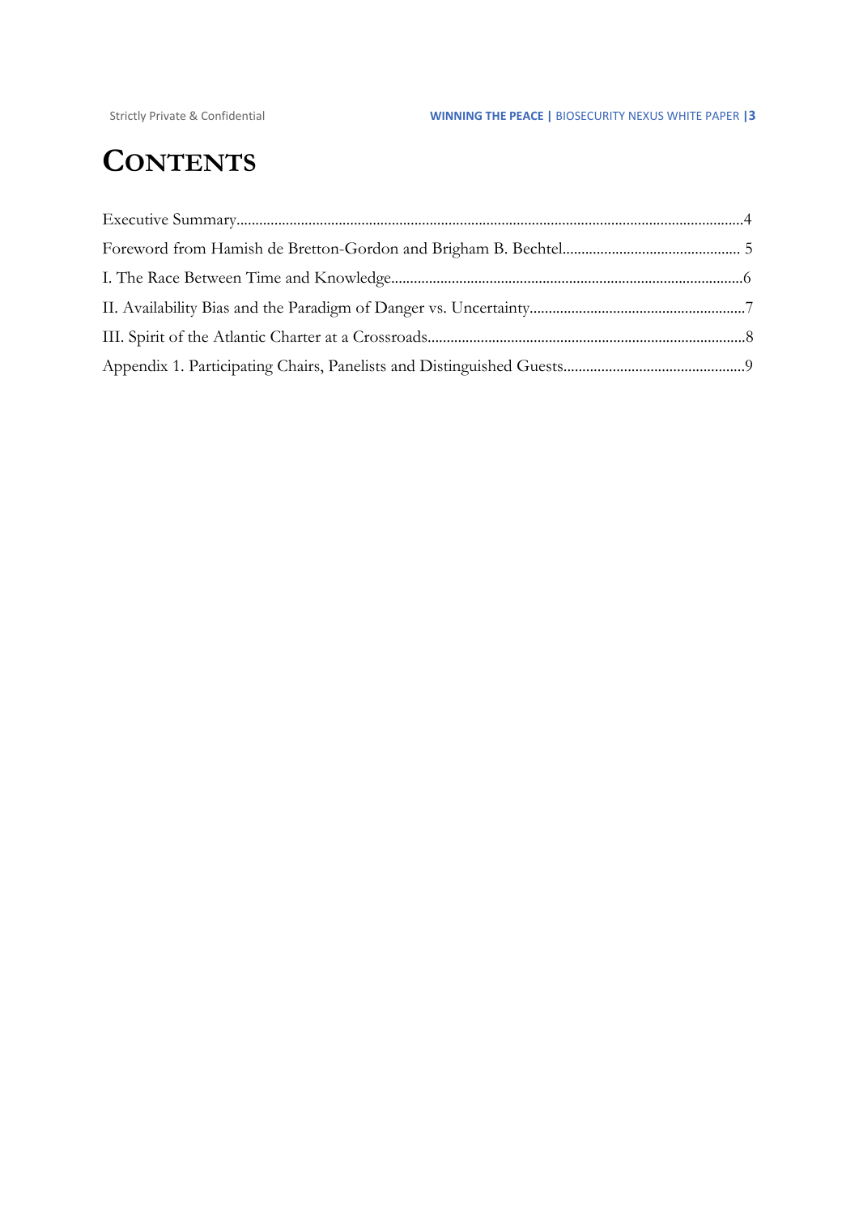# CONTENTS

Executive Summary....................................................................................................................................4

Foreword from Hamish de Bretton-Gordon and Brigham B. Bechtel............................................... 5

I. The Race Between Time and Knowledge............................................................................................6

II. Availability Bias and the Paradigm of Danger vs. Uncertainty.........................................................7

III. Spirit of the Atlantic Charter at a Crossroads....................................................................................8

Appendix 1. Participating Chairs, Panelists and Distinguished Guests................................................9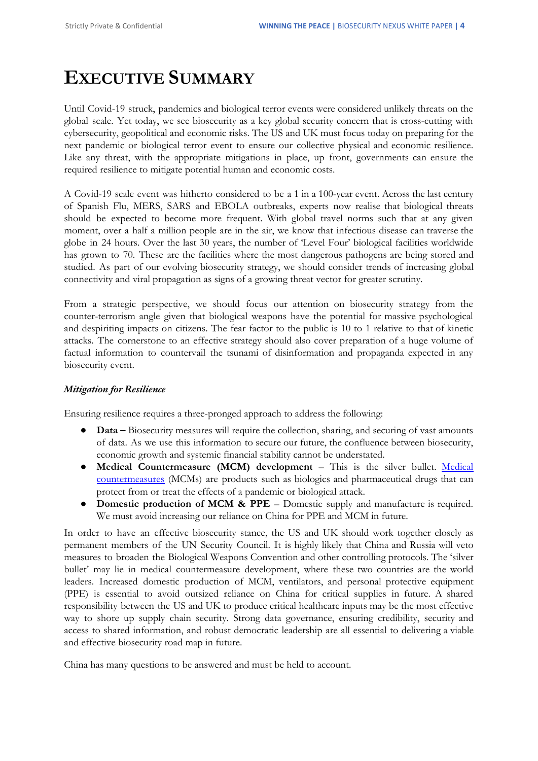# Executive Summary

Until Covid-19 struck, pandemics and biological terror events were considered unlikely threats on the global scale. Yet today, we see biosecurity as a key global security concern that is cross-cutting with cybersecurity, geopolitical and economic risks. The US and UK must focus today on preparing for the next pandemic or biological terror event to ensure our collective physical and economic resilience. Like any threat, with the appropriate mitigations in place, up front, governments can ensure the required resilience to mitigate potential human and economic costs.

A Covid-19 scale event was hitherto considered to be a 1 in a 100-year event. Across the last century of Spanish Flu, MERS, SARS and EBOLA outbreaks, experts now realise that biological threats should be expected to become more frequent. With global travel norms such that at any given moment, over a half a million people are in the air, we know that infectious disease can traverse the globe in 24 hours. Over the last 30 years, the number of 'Level Four' biological facilities worldwide has grown to 70. These are the facilities where the most dangerous pathogens are being stored and studied. As part of our evolving biosecurity strategy, we should consider trends of increasing global connectivity and viral propagation as signs of a growing threat vector for greater scrutiny.

From a strategic perspective, we should focus our attention on biosecurity strategy from the counter-terrorism angle given that biological weapons have the potential for massive psychological and despiriting impacts on citizens. The fear factor to the public is 10 to 1 relative to that of kinetic attacks. The cornerstone to an effective strategy should also cover preparation of a huge volume of factual information to countervail the tsunami of disinformation and propaganda expected in any biosecurity event.

***Mitigation for Resilience***

Ensuring resilience requires a three-pronged approach to address the following:

- **Data –** Biosecurity measures will require the collection, sharing, and securing of vast amounts of data. As we use this information to secure our future, the confluence between biosecurity, economic growth and systemic financial stability cannot be understated.
- **Medical Countermeasure (MCM) development** – This is the silver bullet. Medical countermeasures (MCMs) are products such as biologics and pharmaceutical drugs that can protect from or treat the effects of a pandemic or biological attack.
- **Domestic production of MCM & PPE** – Domestic supply and manufacture is required. We must avoid increasing our reliance on China for PPE and MCM in future.

In order to have an effective biosecurity stance, the US and UK should work together closely as permanent members of the UN Security Council. It is highly likely that China and Russia will veto measures to broaden the Biological Weapons Convention and other controlling protocols. The 'silver bullet' may lie in medical countermeasure development, where these two countries are the world leaders. Increased domestic production of MCM, ventilators, and personal protective equipment (PPE) is essential to avoid outsized reliance on China for critical supplies in future. A shared responsibility between the US and UK to produce critical healthcare inputs may be the most effective way to shore up supply chain security. Strong data governance, ensuring credibility, security and access to shared information, and robust democratic leadership are all essential to delivering a viable and effective biosecurity road map in future.

China has many questions to be answered and must be held to account.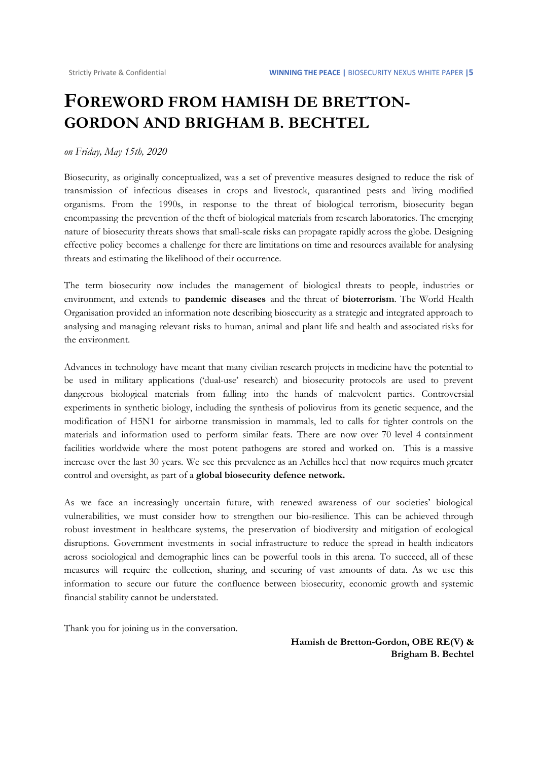# FOREWORD FROM HAMISH DE BRETTON-GORDON AND BRIGHAM B. BECHTEL

*on Friday, May 15th, 2020*

Biosecurity, as originally conceptualized, was a set of preventive measures designed to reduce the risk of transmission of infectious diseases in crops and livestock, quarantined pests and living modified organisms. From the 1990s, in response to the threat of biological terrorism, biosecurity began encompassing the prevention of the theft of biological materials from research laboratories. The emerging nature of biosecurity threats shows that small-scale risks can propagate rapidly across the globe. Designing effective policy becomes a challenge for there are limitations on time and resources available for analysing threats and estimating the likelihood of their occurrence.

The term biosecurity now includes the management of biological threats to people, industries or environment, and extends to **pandemic diseases** and the threat of **bioterrorism**. The World Health Organisation provided an information note describing biosecurity as a strategic and integrated approach to analysing and managing relevant risks to human, animal and plant life and health and associated risks for the environment.

Advances in technology have meant that many civilian research projects in medicine have the potential to be used in military applications ('dual-use' research) and biosecurity protocols are used to prevent dangerous biological materials from falling into the hands of malevolent parties. Controversial experiments in synthetic biology, including the synthesis of poliovirus from its genetic sequence, and the modification of H5N1 for airborne transmission in mammals, led to calls for tighter controls on the materials and information used to perform similar feats. There are now over 70 level 4 containment facilities worldwide where the most potent pathogens are stored and worked on. This is a massive increase over the last 30 years. We see this prevalence as an Achilles heel that now requires much greater control and oversight, as part of a **global biosecurity defence network.**

As we face an increasingly uncertain future, with renewed awareness of our societies' biological vulnerabilities, we must consider how to strengthen our bio-resilience. This can be achieved through robust investment in healthcare systems, the preservation of biodiversity and mitigation of ecological disruptions. Government investments in social infrastructure to reduce the spread in health indicators across sociological and demographic lines can be powerful tools in this arena. To succeed, all of these measures will require the collection, sharing, and securing of vast amounts of data. As we use this information to secure our future the confluence between biosecurity, economic growth and systemic financial stability cannot be understated.

Thank you for joining us in the conversation.

**Hamish de Bretton-Gordon, OBE RE(V) &**
**Brigham B. Bechtel**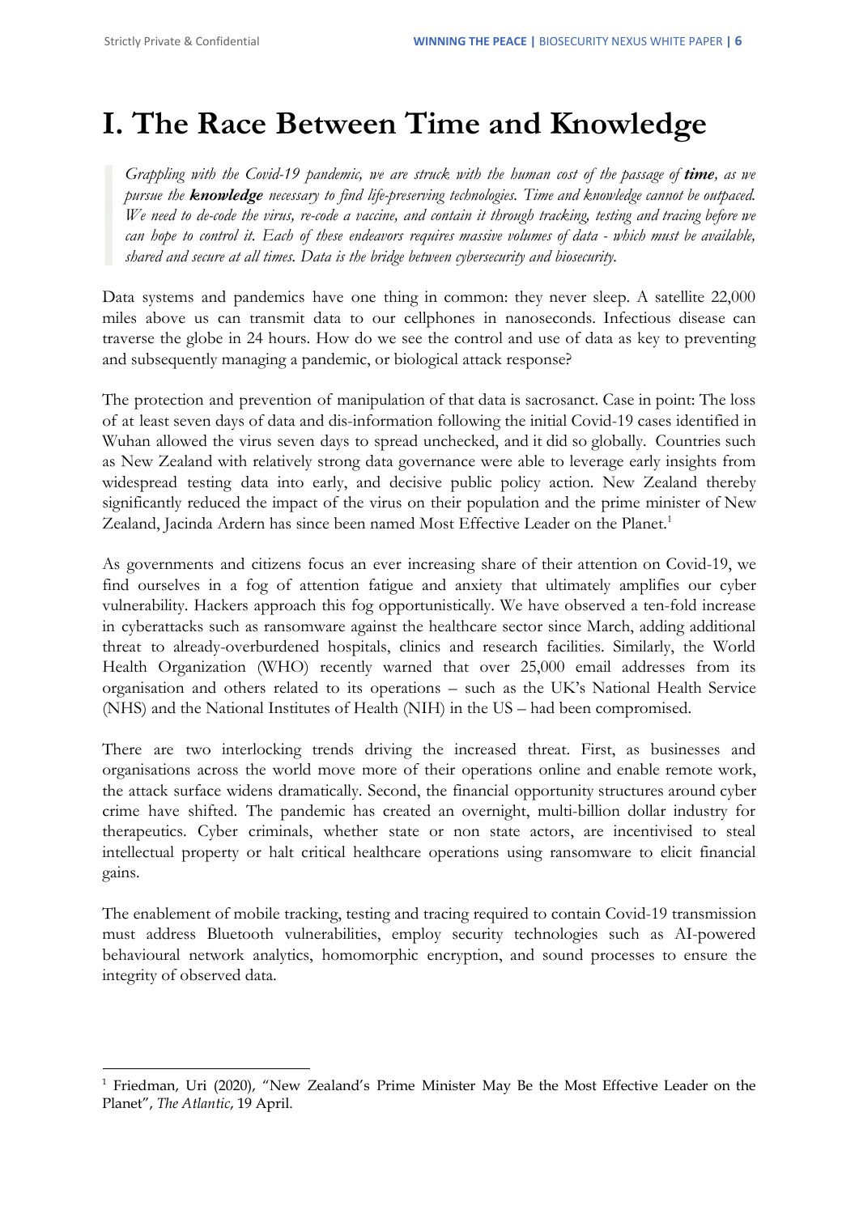# I. The Race Between Time and Knowledge

> *Grappling with the Covid-19 pandemic, we are struck with the human cost of the passage of* ***time****, as we pursue the* ***knowledge*** *necessary to find life-preserving technologies. Time and knowledge cannot be outpaced. We need to de-code the virus, re-code a vaccine, and contain it through tracking, testing and tracing before we can hope to control it. Each of these endeavors requires massive volumes of data - which must be available, shared and secure at all times. Data is the bridge between cybersecurity and biosecurity.*

Data systems and pandemics have one thing in common: they never sleep. A satellite 22,000 miles above us can transmit data to our cellphones in nanoseconds. Infectious disease can traverse the globe in 24 hours. How do we see the control and use of data as key to preventing and subsequently managing a pandemic, or biological attack response?

The protection and prevention of manipulation of that data is sacrosanct. Case in point: The loss of at least seven days of data and dis-information following the initial Covid-19 cases identified in Wuhan allowed the virus seven days to spread unchecked, and it did so globally. Countries such as New Zealand with relatively strong data governance were able to leverage early insights from widespread testing data into early, and decisive public policy action. New Zealand thereby significantly reduced the impact of the virus on their population and the prime minister of New Zealand, Jacinda Ardern has since been named Most Effective Leader on the Planet.[1]

As governments and citizens focus an ever increasing share of their attention on Covid-19, we find ourselves in a fog of attention fatigue and anxiety that ultimately amplifies our cyber vulnerability. Hackers approach this fog opportunistically. We have observed a ten-fold increase in cyberattacks such as ransomware against the healthcare sector since March, adding additional threat to already-overburdened hospitals, clinics and research facilities. Similarly, the World Health Organization (WHO) recently warned that over 25,000 email addresses from its organisation and others related to its operations – such as the UK's National Health Service (NHS) and the National Institutes of Health (NIH) in the US – had been compromised.

There are two interlocking trends driving the increased threat. First, as businesses and organisations across the world move more of their operations online and enable remote work, the attack surface widens dramatically. Second, the financial opportunity structures around cyber crime have shifted. The pandemic has created an overnight, multi-billion dollar industry for therapeutics. Cyber criminals, whether state or non state actors, are incentivised to steal intellectual property or halt critical healthcare operations using ransomware to elicit financial gains.

The enablement of mobile tracking, testing and tracing required to contain Covid-19 transmission must address Bluetooth vulnerabilities, employ security technologies such as AI-powered behavioural network analytics, homomorphic encryption, and sound processes to ensure the integrity of observed data.

---

[1] Friedman, Uri (2020), "New Zealand's Prime Minister May Be the Most Effective Leader on the Planet", *The Atlantic*, 19 April.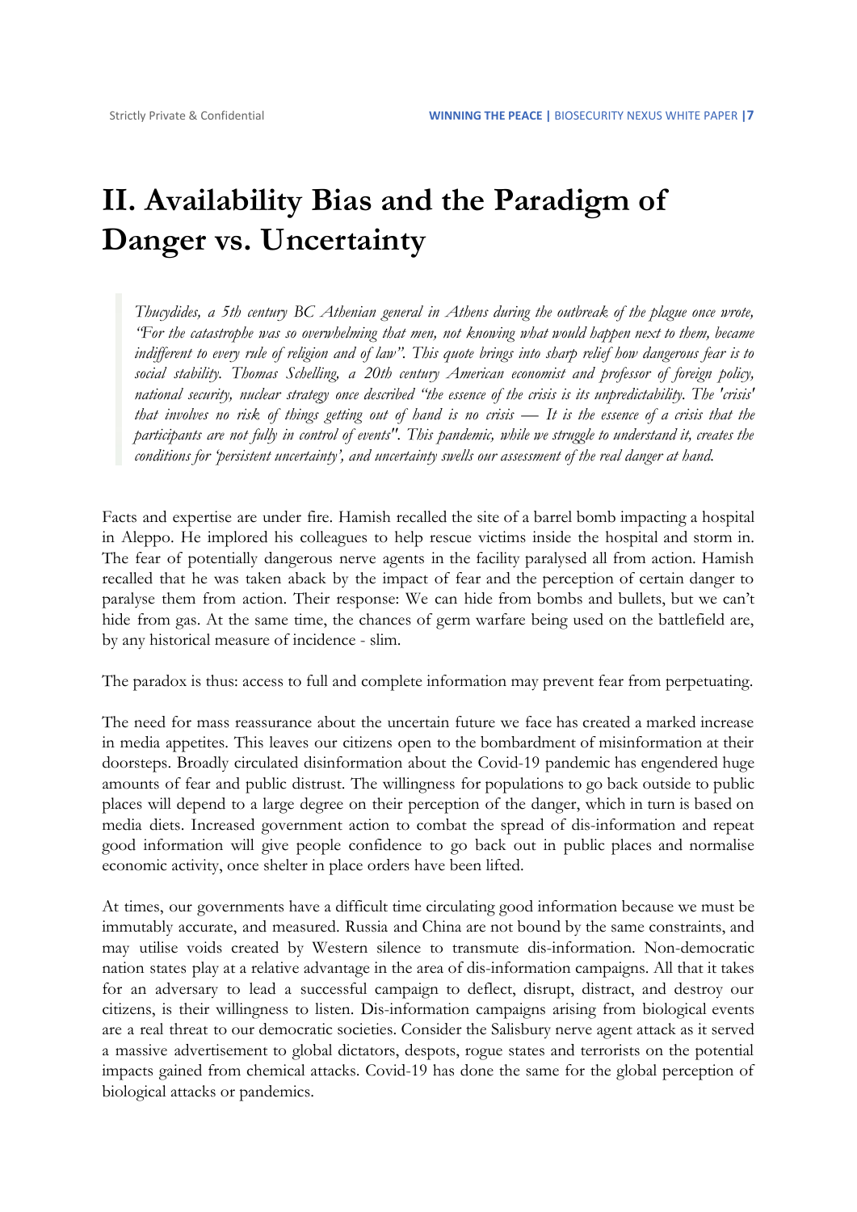# II. Availability Bias and the Paradigm of Danger vs. Uncertainty

> *Thucydides, a 5th century BC Athenian general in Athens during the outbreak of the plague once wrote, "For the catastrophe was so overwhelming that men, not knowing what would happen next to them, became indifferent to every rule of religion and of law". This quote brings into sharp relief how dangerous fear is to social stability. Thomas Schelling, a 20th century American economist and professor of foreign policy, national security, nuclear strategy once described "the essence of the crisis is its unpredictability. The 'crisis' that involves no risk of things getting out of hand is no crisis — It is the essence of a crisis that the participants are not fully in control of events". This pandemic, while we struggle to understand it, creates the conditions for 'persistent uncertainty', and uncertainty swells our assessment of the real danger at hand.*

Facts and expertise are under fire. Hamish recalled the site of a barrel bomb impacting a hospital in Aleppo. He implored his colleagues to help rescue victims inside the hospital and storm in. The fear of potentially dangerous nerve agents in the facility paralysed all from action. Hamish recalled that he was taken aback by the impact of fear and the perception of certain danger to paralyse them from action. Their response: We can hide from bombs and bullets, but we can't hide from gas. At the same time, the chances of germ warfare being used on the battlefield are, by any historical measure of incidence - slim.

The paradox is thus: access to full and complete information may prevent fear from perpetuating.

The need for mass reassurance about the uncertain future we face has created a marked increase in media appetites. This leaves our citizens open to the bombardment of misinformation at their doorsteps. Broadly circulated disinformation about the Covid-19 pandemic has engendered huge amounts of fear and public distrust. The willingness for populations to go back outside to public places will depend to a large degree on their perception of the danger, which in turn is based on media diets. Increased government action to combat the spread of dis-information and repeat good information will give people confidence to go back out in public places and normalise economic activity, once shelter in place orders have been lifted.

At times, our governments have a difficult time circulating good information because we must be immutably accurate, and measured. Russia and China are not bound by the same constraints, and may utilise voids created by Western silence to transmute dis-information. Non-democratic nation states play at a relative advantage in the area of dis-information campaigns. All that it takes for an adversary to lead a successful campaign to deflect, disrupt, distract, and destroy our citizens, is their willingness to listen. Dis-information campaigns arising from biological events are a real threat to our democratic societies. Consider the Salisbury nerve agent attack as it served a massive advertisement to global dictators, despots, rogue states and terrorists on the potential impacts gained from chemical attacks. Covid-19 has done the same for the global perception of biological attacks or pandemics.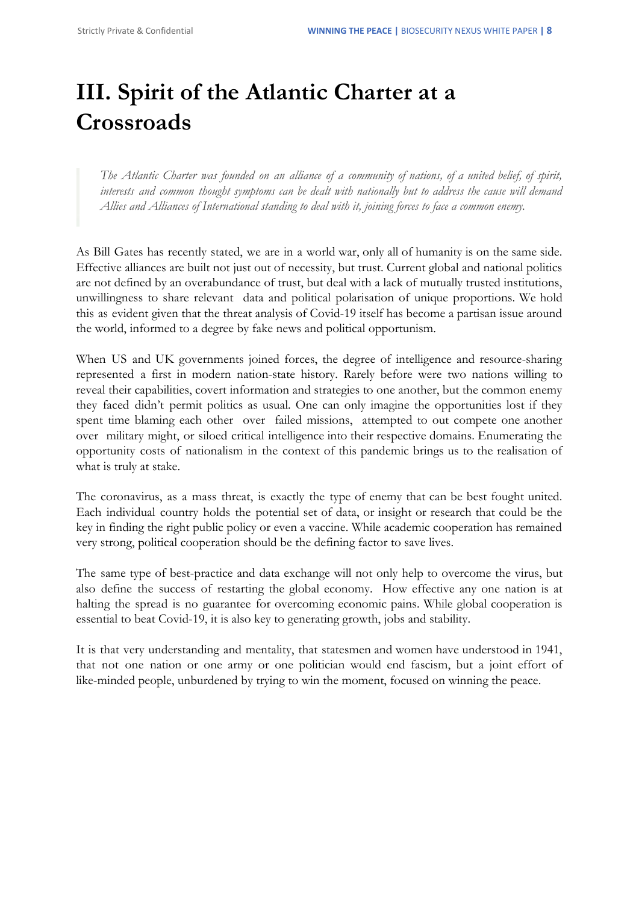# III. Spirit of the Atlantic Charter at a Crossroads

> *The Atlantic Charter was founded on an alliance of a community of nations, of a united belief, of spirit, interests and common thought symptoms can be dealt with nationally but to address the cause will demand Allies and Alliances of International standing to deal with it, joining forces to face a common enemy.*

As Bill Gates has recently stated, we are in a world war, only all of humanity is on the same side. Effective alliances are built not just out of necessity, but trust. Current global and national politics are not defined by an overabundance of trust, but deal with a lack of mutually trusted institutions, unwillingness to share relevant data and political polarisation of unique proportions. We hold this as evident given that the threat analysis of Covid-19 itself has become a partisan issue around the world, informed to a degree by fake news and political opportunism.

When US and UK governments joined forces, the degree of intelligence and resource-sharing represented a first in modern nation-state history. Rarely before were two nations willing to reveal their capabilities, covert information and strategies to one another, but the common enemy they faced didn't permit politics as usual. One can only imagine the opportunities lost if they spent time blaming each other over failed missions, attempted to out compete one another over military might, or siloed critical intelligence into their respective domains. Enumerating the opportunity costs of nationalism in the context of this pandemic brings us to the realisation of what is truly at stake.

The coronavirus, as a mass threat, is exactly the type of enemy that can be best fought united. Each individual country holds the potential set of data, or insight or research that could be the key in finding the right public policy or even a vaccine. While academic cooperation has remained very strong, political cooperation should be the defining factor to save lives.

The same type of best-practice and data exchange will not only help to overcome the virus, but also define the success of restarting the global economy. How effective any one nation is at halting the spread is no guarantee for overcoming economic pains. While global cooperation is essential to beat Covid-19, it is also key to generating growth, jobs and stability.

It is that very understanding and mentality, that statesmen and women have understood in 1941, that not one nation or one army or one politician would end fascism, but a joint effort of like-minded people, unburdened by trying to win the moment, focused on winning the peace.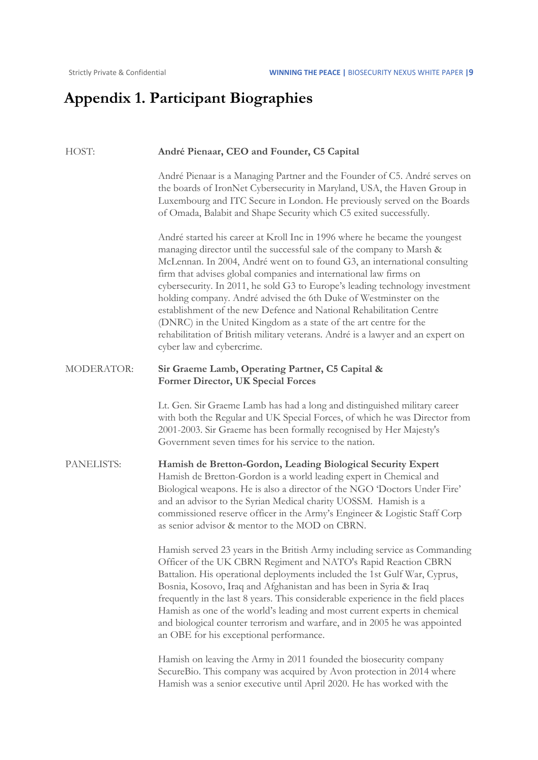# Appendix 1. Participant Biographies

HOST: **André Pienaar, CEO and Founder, C5 Capital**

André Pienaar is a Managing Partner and the Founder of C5. André serves on the boards of IronNet Cybersecurity in Maryland, USA, the Haven Group in Luxembourg and ITC Secure in London. He previously served on the Boards of Omada, Balabit and Shape Security which C5 exited successfully.

André started his career at Kroll Inc in 1996 where he became the youngest managing director until the successful sale of the company to Marsh & McLennan. In 2004, André went on to found G3, an international consulting firm that advises global companies and international law firms on cybersecurity. In 2011, he sold G3 to Europe's leading technology investment holding company. André advised the 6th Duke of Westminster on the establishment of the new Defence and National Rehabilitation Centre (DNRC) in the United Kingdom as a state of the art centre for the rehabilitation of British military veterans. André is a lawyer and an expert on cyber law and cybercrime.

MODERATOR: **Sir Graeme Lamb, Operating Partner, C5 Capital & Former Director, UK Special Forces**

Lt. Gen. Sir Graeme Lamb has had a long and distinguished military career with both the Regular and UK Special Forces, of which he was Director from 2001-2003. Sir Graeme has been formally recognised by Her Majesty's Government seven times for his service to the nation.

PANELISTS: **Hamish de Bretton-Gordon, Leading Biological Security Expert**

Hamish de Bretton-Gordon is a world leading expert in Chemical and Biological weapons. He is also a director of the NGO 'Doctors Under Fire' and an advisor to the Syrian Medical charity UOSSM. Hamish is a commissioned reserve officer in the Army's Engineer & Logistic Staff Corp as senior advisor & mentor to the MOD on CBRN.

Hamish served 23 years in the British Army including service as Commanding Officer of the UK CBRN Regiment and NATO's Rapid Reaction CBRN Battalion. His operational deployments included the 1st Gulf War, Cyprus, Bosnia, Kosovo, Iraq and Afghanistan and has been in Syria & Iraq frequently in the last 8 years. This considerable experience in the field places Hamish as one of the world's leading and most current experts in chemical and biological counter terrorism and warfare, and in 2005 he was appointed an OBE for his exceptional performance.

Hamish on leaving the Army in 2011 founded the biosecurity company SecureBio. This company was acquired by Avon protection in 2014 where Hamish was a senior executive until April 2020. He has worked with the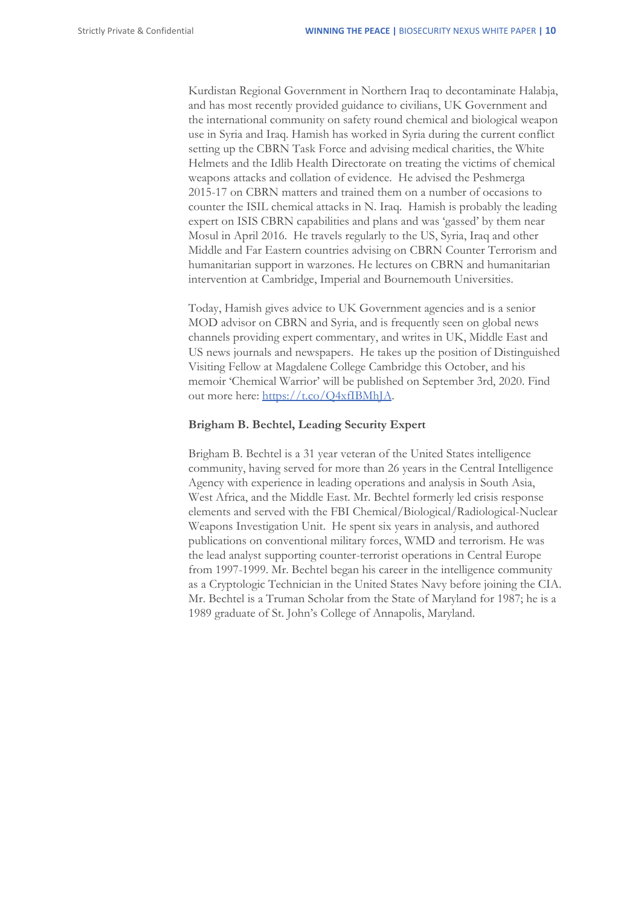Kurdistan Regional Government in Northern Iraq to decontaminate Halabja, and has most recently provided guidance to civilians, UK Government and the international community on safety round chemical and biological weapon use in Syria and Iraq. Hamish has worked in Syria during the current conflict setting up the CBRN Task Force and advising medical charities, the White Helmets and the Idlib Health Directorate on treating the victims of chemical weapons attacks and collation of evidence. He advised the Peshmerga 2015-17 on CBRN matters and trained them on a number of occasions to counter the ISIL chemical attacks in N. Iraq. Hamish is probably the leading expert on ISIS CBRN capabilities and plans and was 'gassed' by them near Mosul in April 2016. He travels regularly to the US, Syria, Iraq and other Middle and Far Eastern countries advising on CBRN Counter Terrorism and humanitarian support in warzones. He lectures on CBRN and humanitarian intervention at Cambridge, Imperial and Bournemouth Universities.

Today, Hamish gives advice to UK Government agencies and is a senior MOD advisor on CBRN and Syria, and is frequently seen on global news channels providing expert commentary, and writes in UK, Middle East and US news journals and newspapers. He takes up the position of Distinguished Visiting Fellow at Magdalene College Cambridge this October, and his memoir 'Chemical Warrior' will be published on September 3rd, 2020. Find out more here: [https://t.co/Q4xfIBMhJA](https://t.co/Q4xfIBMhJA).

**Brigham B. Bechtel, Leading Security Expert**

Brigham B. Bechtel is a 31 year veteran of the United States intelligence community, having served for more than 26 years in the Central Intelligence Agency with experience in leading operations and analysis in South Asia, West Africa, and the Middle East. Mr. Bechtel formerly led crisis response elements and served with the FBI Chemical/Biological/Radiological-Nuclear Weapons Investigation Unit. He spent six years in analysis, and authored publications on conventional military forces, WMD and terrorism. He was the lead analyst supporting counter-terrorist operations in Central Europe from 1997-1999. Mr. Bechtel began his career in the intelligence community as a Cryptologic Technician in the United States Navy before joining the CIA. Mr. Bechtel is a Truman Scholar from the State of Maryland for 1987; he is a 1989 graduate of St. John's College of Annapolis, Maryland.